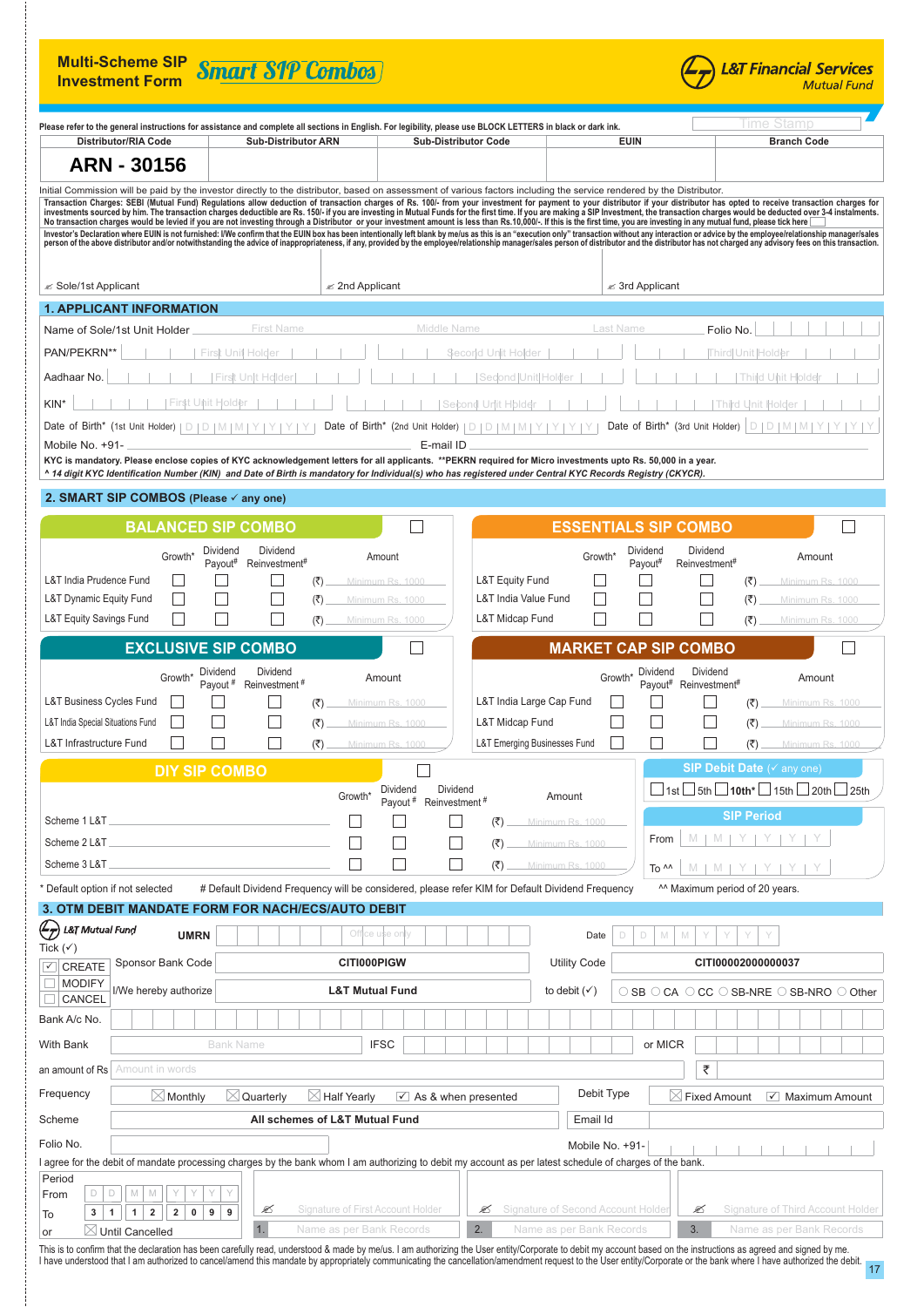# Multi-Scheme SIP Investment Form — Smart SIP Combos

**L&T Financial Services** Mutual Fund

Please refer to the general instructions for assistance and complete all sections in English. For legibility, please use BLOCK LETTERS in black or dark ink.

Time Stamp

| Distributor/RIA Code | Sub-Distributor ARN | Sub-Distributor Code | EUIN | Branch Code |
|---|---|---|---|---|
| ARN - 30156 | | | | |

Initial Commission will be paid by the investor directly to the distributor, based on assessment of various factors including the service rendered by the Distributor.

**Transaction Charges:** SEBI (Mutual Fund) Regulations allow deduction of transaction charges of Rs. 100/- from your investment for payment to your distributor if your distributor has opted to receive transaction charges for investments sourced by him. The transaction charges deductible are Rs. 150/- if you are investing in Mutual Funds for the first time. If you are making a SIP Investment, the transaction charges would be deducted over 3-4 installments. No transaction charges would be levied if you are not investing through a Distributor or your investment amount is less than Rs.10,000/-. If this is the first time, you are investing in any mutual fund, please tick here ☐

**Investor's Declaration where EUIN is not furnished:** I/We confirm that the EUIN box has been intentionally left blank by me/us as this is an "execution only" transaction without any interaction or advice by the employee/relationship manager/sales person of the above distributor and/or notwithstanding the advice of inappropriateness, if any, provided by the employee/relationship manager/sales person of distributor and the distributor has not charged any advisory fees on this transaction.

Sole/1st Applicant | 2nd Applicant | 3rd Applicant

## 1. APPLICANT INFORMATION

Name of Sole/1st Unit Holder: First Name / Middle Name / Last Name — Folio No.

PAN/PEKRN**: First Unit Holder | Second Unit Holder | Third Unit Holder

Aadhaar No.: First Unit Holder | Second Unit Holder | Third Unit Holder

KIN^: First Unit Holder | Second Unit Holder | Third Unit Holder

Date of Birth* (1st Unit Holder) D D M M Y Y Y Y | Date of Birth* (2nd Unit Holder) D D M M Y Y Y Y | Date of Birth* (3rd Unit Holder) D D M M Y Y Y Y

Mobile No. +91- | E-mail ID

**KYC is mandatory. Please enclose copies of KYC acknowledgement letters for all applicants. **PEKRN required for Micro investments upto Rs. 50,000 in a year.**

***^ 14 digit KYC Identification Number (KIN) and Date of Birth is mandatory for Individual(s) who has registered under Central KYC Records Registry (CKYCR).***

## 2. SMART SIP COMBOS (Please ✓ any one)

### BALANCED SIP COMBO ☐

| | Growth* | Dividend Payout# | Dividend Reinvestment# | Amount |
|---|---|---|---|---|
| L&T India Prudence Fund | ☐ | ☐ | ☐ | (₹) Minimum Rs. 1000 |
| L&T Dynamic Equity Fund | ☐ | ☐ | ☐ | (₹) Minimum Rs. 1000 |
| L&T Equity Savings Fund | ☐ | ☐ | ☐ | (₹) Minimum Rs. 1000 |

### ESSENTIALS SIP COMBO ☐

| | Growth* | Dividend Payout# | Dividend Reinvestment# | Amount |
|---|---|---|---|---|
| L&T Equity Fund | ☐ | ☐ | ☐ | (₹) Minimum Rs. 1000 |
| L&T India Value Fund | ☐ | ☐ | ☐ | (₹) Minimum Rs. 1000 |
| L&T Midcap Fund | ☐ | ☐ | ☐ | (₹) Minimum Rs. 1000 |

### EXCLUSIVE SIP COMBO ☐

| | Growth* | Dividend Payout # | Dividend Reinvestment # | Amount |
|---|---|---|---|---|
| L&T Business Cycles Fund | ☐ | ☐ | ☐ | (₹) Minimum Rs. 1000 |
| L&T India Special Situations Fund | ☐ | ☐ | ☐ | (₹) Minimum Rs. 1000 |
| L&T Infrastructure Fund | ☐ | ☐ | ☐ | (₹) Minimum Rs. 1000 |

### MARKET CAP SIP COMBO ☐

| | Growth* | Dividend Payout# | Dividend Reinvestment# | Amount |
|---|---|---|---|---|
| L&T India Large Cap Fund | ☐ | ☐ | ☐ | (₹) Minimum Rs. 1000 |
| L&T Midcap Fund | ☐ | ☐ | ☐ | (₹) Minimum Rs. 1000 |
| L&T Emerging Businesses Fund | ☐ | ☐ | ☐ | (₹) Minimum Rs. 1000 |

### DIY SIP COMBO ☐

| | Growth* | Dividend Payout # | Dividend Reinvestment # | Amount |
|---|---|---|---|---|
| Scheme 1 L&T | ☐ | ☐ | ☐ | (₹) Minimum Rs. 1000 |
| Scheme 2 L&T | ☐ | ☐ | ☐ | (₹) Minimum Rs. 1000 |
| Scheme 3 L&T | ☐ | ☐ | ☐ | (₹) Minimum Rs. 1000 |

### SIP Debit Date (✓ any one)

☐ 1st ☐ 5th ☐ 10th* ☐ 15th ☐ 20th ☐ 25th

### SIP Period

From M M Y Y Y Y

To ^^ M M Y Y Y Y

\* Default option if not selected   # Default Dividend Frequency will be considered, please refer KIM for Default Dividend Frequency   ^^ Maximum period of 20 years.

## 3. OTM DEBIT MANDATE FORM FOR NACH/ECS/AUTO DEBIT

L&T Mutual Fund — UMRN (Office use only) — Date D D M M Y Y Y Y

Tick (✓): ☑ CREATE ☐ MODIFY ☐ CANCEL

| | | | |
|---|---|---|---|
| Sponsor Bank Code | CITI000PIGW | Utility Code | CITI00002000000037 |
| I/We hereby authorize | L&T Mutual Fund | to debit (✓) | ○ SB ○ CA ○ CC ○ SB-NRE ○ SB-NRO ○ Other |
| Bank A/c No. | | | |
| With Bank | Bank Name | IFSC | or MICR |
| an amount of Rs | Amount in words | | ₹ |
| Frequency | ☒ Monthly ☒ Quarterly ☒ Half Yearly ☑ As & when presented | Debit Type | ☒ Fixed Amount ☑ Maximum Amount |
| Scheme | All schemes of L&T Mutual Fund | Email Id | |
| Folio No. | | Mobile No. +91- | |

I agree for the debit of mandate processing charges by the bank whom I am authorizing to debit my account as per latest schedule of charges of the bank.

Period

From D D M M Y Y Y Y

To 3 1 1 2 2 0 9 9

or ☒ Until Cancelled

Signature of First Account Holder — 1. Name as per Bank Records

Signature of Second Account Holder — 2. Name as per Bank Records

Signature of Third Account Holder — 3. Name as per Bank Records

This is to confirm that the declaration has been carefully read, understood & made by me/us. I am authorizing the User entity/Corporate to debit my account based on the instructions as agreed and signed by me. I have understood that I am authorized to cancel/amend this mandate by appropriately communicating the cancellation/amendment request to the User entity/Corporate or the bank where I have authorized the debit.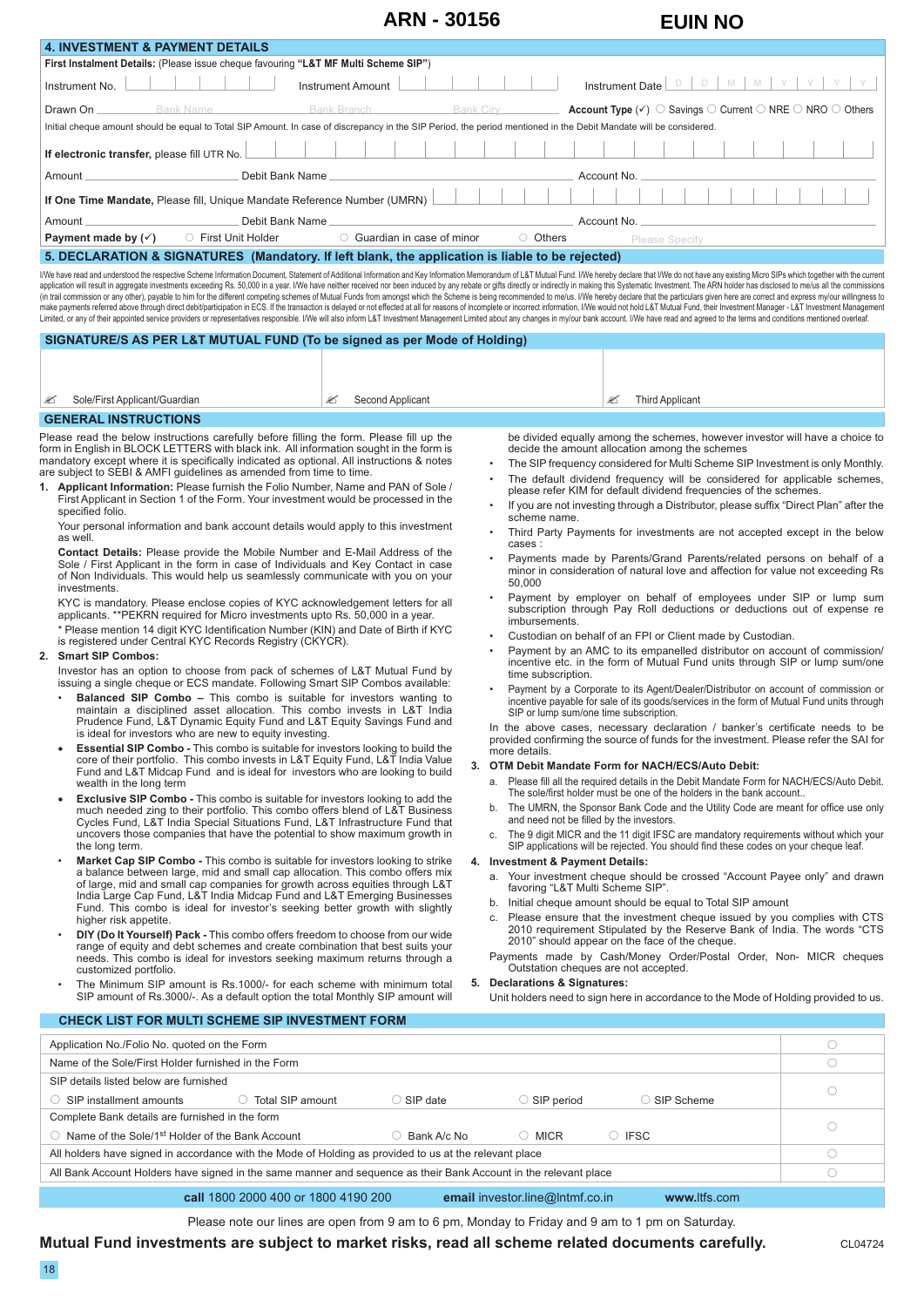ARN - 30156 **EUIN NO**

## 4. INVESTMENT & PAYMENT DETAILS

**First Instalment Details:** (Please issue cheque favouring **"L&T MF Multi Scheme SIP"**)

Instrument No. ______ Instrument Amount ______ Instrument Date D D M M Y Y Y Y

Drawn On ______ Bank Name ______ Bank Branch ______ Bank City ______ **Account Type** (✓) ○ Savings ○ Current ○ NRE ○ NRO ○ Others

Initial cheque amount should be equal to Total SIP Amount. In case of discrepancy in the SIP Period, the period mentioned in the Debit Mandate will be considered.

**If electronic transfer,** please fill UTR No. ______

Amount ______ Debit Bank Name ______ Account No. ______

**If One Time Mandate,** Please fill, Unique Mandate Reference Number (UMRN) ______

Amount ______ Debit Bank Name ______ Account No. ______

**Payment made by** (✓) ○ First Unit Holder ○ Guardian in case of minor ○ Others Please Specify

## 5. DECLARATION & SIGNATURES (Mandatory. If left blank, the application is liable to be rejected)

I/We have read and understood the respective Scheme Information Document, Statement of Additional Information and Key Information Memorandum of L&T Mutual Fund. I/We hereby declare that I/We do not have any existing Micro SIPs which together with the current application will result in aggregate investments exceeding Rs. 50,000 in a year. I/We have neither received nor been induced by any rebate or gifts directly or indirectly in making this Systematic Investment. The ARN holder has disclosed to me/us all the commissions (in trail commission or any other), payable to him for the different competing schemes of Mutual Funds from amongst which the Scheme is being recommended to me/us. I/We hereby declare that the particulars given here are correct and express my/our willingness to make payments referred above through direct debit/participation in ECS. If the transaction is delayed or not effected at all for reasons of incomplete or incorrect information, I/We would not hold L&T Mutual Fund, their Investment Manager - L&T Investment Management Limited, or any of their appointed service providers or representatives responsible. I/We will also inform L&T Investment Management Limited about any changes in my/our bank account. I/We have read and agreed to the terms and conditions mentioned overleaf.

### SIGNATURE/S AS PER L&T MUTUAL FUND (To be signed as per Mode of Holding)

| Sole/First Applicant/Guardian | Second Applicant | Third Applicant |
|---|---|---|
| | | |

## GENERAL INSTRUCTIONS

Please read the below instructions carefully before filling the form. Please fill up the form in English in BLOCK LETTERS with black ink. All information sought in the form is mandatory except where it is specifically indicated as optional. All instructions & notes are subject to SEBI & AMFI guidelines as amended from time to time.

1. **Applicant Information:** Please furnish the Folio Number, Name and PAN of Sole / First Applicant in Section 1 of the Form. Your investment would be processed in the specified folio.

   Your personal information and bank account details would apply to this investment as well.

   **Contact Details:** Please provide the Mobile Number and E-Mail Address of the Sole / First Applicant in the form in case of Individuals and Key Contact in case of Non Individuals. This would help us seamlessly communicate with you on your investments.

   KYC is mandatory. Please enclose copies of KYC acknowledgement letters for all applicants. **PEKRN required for Micro investments upto Rs. 50,000 in a year.

   * Please mention 14 digit KYC Identification Number (KIN) and Date of Birth if KYC is registered under Central KYC Records Registry (CKYCR).

2. **Smart SIP Combos:**

   Investor has an option to choose from pack of schemes of L&T Mutual Fund by issuing a single cheque or ECS mandate. Following Smart SIP Combos available:

   - **Balanced SIP Combo –** This combo is suitable for investors wanting to maintain a disciplined asset allocation. This combo invests in L&T India Prudence Fund, L&T Dynamic Equity Fund and L&T Equity Savings Fund and is ideal for investors who are new to equity investing.
   - **Essential SIP Combo -** This combo is suitable for investors looking to build the core of their portfolio. This combo invests in L&T Equity Fund, L&T India Value Fund and L&T Midcap Fund and is ideal for investors who are looking to build wealth in the long term
   - **Exclusive SIP Combo -** This combo is suitable for investors looking to add the much needed zing to their portfolio. This combo offers blend of L&T Business Cycles Fund, L&T India Special Situations Fund, L&T Infrastructure Fund that uncovers those companies that have the potential to show maximum growth in the long term.
   - **Market Cap SIP Combo -** This combo is suitable for investors looking to strike a balance between large, mid and small cap allocation. This combo offers mix of large, mid and small cap companies for growth across equities through L&T India Large Cap Fund, L&T India Midcap Fund and L&T Emerging Businesses Fund. This combo is ideal for investor's seeking better growth with slightly higher risk appetite.
   - **DIY (Do It Yourself) Pack -** This combo offers freedom to choose from our wide range of equity and debt schemes and create combination that best suits your needs. This combo is ideal for investors seeking maximum returns through a customized portfolio.
   - The Minimum SIP amount is Rs.1000/- for each scheme with minimum total SIP amount of Rs.3000/-. As a default option the total Monthly SIP amount will be divided equally among the schemes, however investor will have a choice to decide the amount allocation among the schemes
   - The SIP frequency considered for Multi Scheme SIP Investment is only Monthly.
   - The default dividend frequency will be considered for applicable schemes, please refer KIM for default dividend frequencies of the schemes.
   - If you are not investing through a Distributor, please suffix "Direct Plan" after the scheme name.
   - Third Party Payments for investments are not accepted except in the below cases :
   - Payments made by Parents/Grand Parents/related persons on behalf of a minor in consideration of natural love and affection for value not exceeding Rs 50,000
   - Payment by employer on behalf of employees under SIP or lump sum subscription through Pay Roll deductions or deductions out of expense re imbursements.
   - Custodian on behalf of an FPI or Client made by Custodian.
   - Payment by an AMC to its empanelled distributor on account of commission/ incentive etc. in the form of Mutual Fund units through SIP or lump sum/one time subscription.
   - Payment by a Corporate to its Agent/Dealer/Distributor on account of commission or incentive payable for sale of its goods/services in the form of Mutual Fund units through SIP or lump sum/one time subscription.

   In the above cases, necessary declaration / banker's certificate needs to be provided confirming the source of funds for the investment. Please refer the SAI for more details.

3. **OTM Debit Mandate Form for NACH/ECS/Auto Debit:**

   a. Please fill all the required details in the Debit Mandate Form for NACH/ECS/Auto Debit. The sole/first holder must be one of the holders in the bank account..

   b. The UMRN, the Sponsor Bank Code and the Utility Code are meant for office use only and need not be filled by the investors.

   c. The 9 digit MICR and the 11 digit IFSC are mandatory requirements without which your SIP applications will be rejected. You should find these codes on your cheque leaf.

4. **Investment & Payment Details:**

   a. Your investment cheque should be crossed "Account Payee only" and drawn favoring "L&T Multi Scheme SIP".

   b. Initial cheque amount should be equal to Total SIP amount

   c. Please ensure that the investment cheque issued by you complies with CTS 2010 requirement Stipulated by the Reserve Bank of India. The words "CTS 2010" should appear on the face of the cheque.

   Payments made by Cash/Money Order/Postal Order, Non- MICR cheques Outstation cheques are not accepted.

5. **Declarations & Signatures:**

   Unit holders need to sign here in accordance to the Mode of Holding provided to us.

## CHECK LIST FOR MULTI SCHEME SIP INVESTMENT FORM

| | |
|---|---|
| Application No./Folio No. quoted on the Form | ○ |
| Name of the Sole/First Holder furnished in the Form | ○ |
| SIP details listed below are furnished<br>○ SIP installment amounts ○ Total SIP amount ○ SIP date ○ SIP period ○ SIP Scheme | ○ |
| Complete Bank details are furnished in the form<br>○ Name of the Sole/1st Holder of the Bank Account ○ Bank A/c No ○ MICR ○ IFSC | ○ |
| All holders have signed in accordance with the Mode of Holding as provided to us at the relevant place | ○ |
| All Bank Account Holders have signed in the same manner and sequence as their Bank Account in the relevant place | ○ |

**call** 1800 2000 400 or 1800 4190 200 **email** investor.line@lntmf.co.in **www.**ltfs.com

Please note our lines are open from 9 am to 6 pm, Monday to Friday and 9 am to 1 pm on Saturday.

**Mutual Fund investments are subject to market risks, read all scheme related documents carefully.**

CL04724